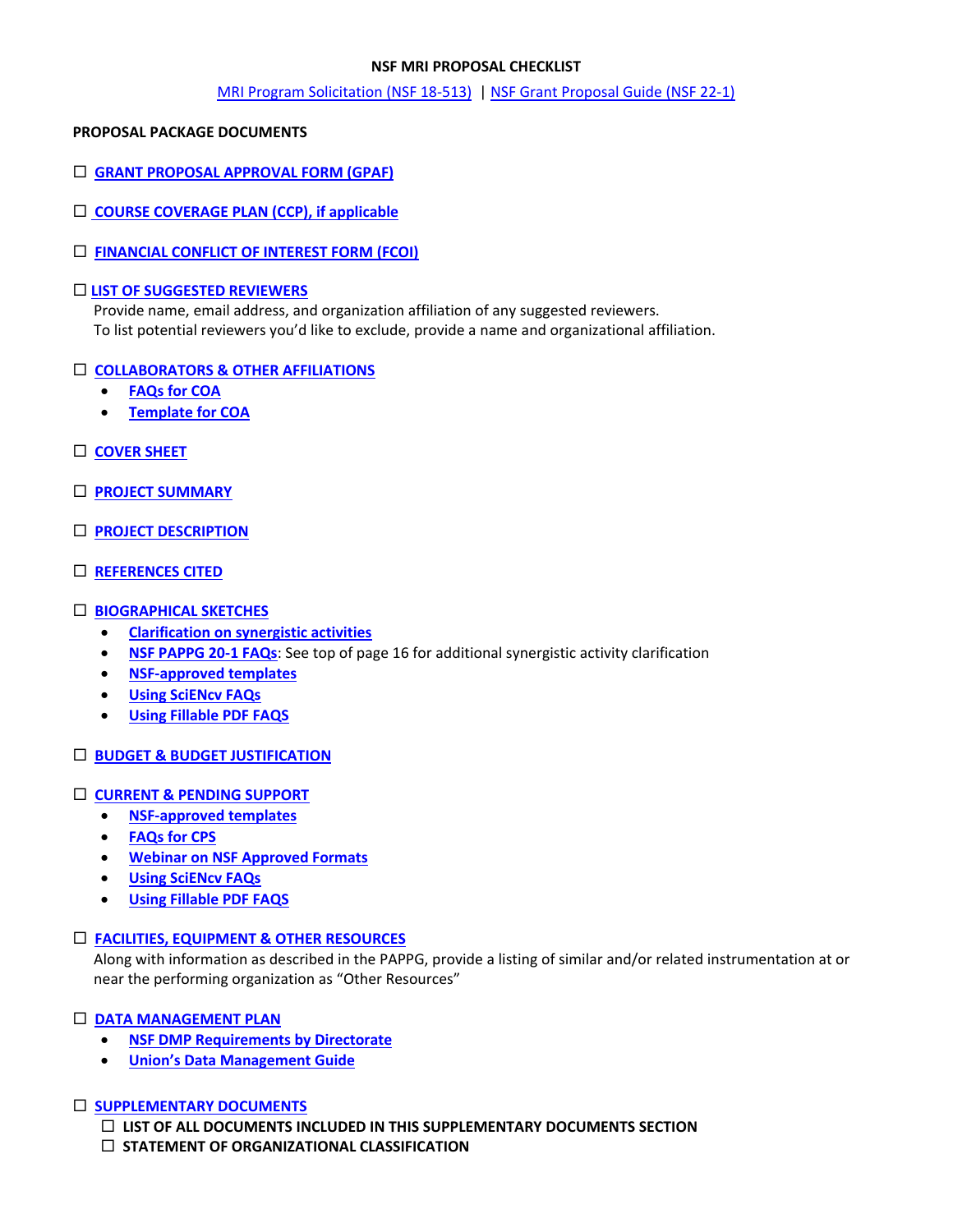**NSF MRI PROPOSAL CHECKLIST**

MRI Program Solicitation (NSF 18-513) | NSF Grant Proposal Guide (NSF 22-1)

**PROPOSAL PACKAGE DOCUMENTS**

☐ **GRANT PROPOSAL APPROVAL FORM (GPAF)**

☐ **COURSE COVERAGE PLAN (CCP), if applicable**

☐ **FINANCIAL CONFLICT OF INTEREST FORM (FCOI)**

☐ **LIST OF SUGGESTED REVIEWERS**

Provide name, email address, and organization affiliation of any suggested reviewers.
To list potential reviewers you'd like to exclude, provide a name and organizational affiliation.

☐ **COLLABORATORS & OTHER AFFILIATIONS**

- **FAQs for COA**
- **Template for COA**

☐ **COVER SHEET**

☐ **PROJECT SUMMARY**

☐ **PROJECT DESCRIPTION**

☐ **REFERENCES CITED**

☐ **BIOGRAPHICAL SKETCHES**

- **Clarification on synergistic activities**
- **NSF PAPPG 20-1 FAQs**: See top of page 16 for additional synergistic activity clarification
- **NSF-approved templates**
- **Using SciENcv FAQs**
- **Using Fillable PDF FAQS**

☐ **BUDGET & BUDGET JUSTIFICATION**

☐ **CURRENT & PENDING SUPPORT**

- **NSF-approved templates**
- **FAQs for CPS**
- **Webinar on NSF Approved Formats**
- **Using SciENcv FAQs**
- **Using Fillable PDF FAQS**

☐ **FACILITIES, EQUIPMENT & OTHER RESOURCES**

Along with information as described in the PAPPG, provide a listing of similar and/or related instrumentation at or near the performing organization as "Other Resources"

☐ **DATA MANAGEMENT PLAN**

- **NSF DMP Requirements by Directorate**
- **Union's Data Management Guide**

☐ **SUPPLEMENTARY DOCUMENTS**

☐ **LIST OF ALL DOCUMENTS INCLUDED IN THIS SUPPLEMENTARY DOCUMENTS SECTION**

☐ **STATEMENT OF ORGANIZATIONAL CLASSIFICATION**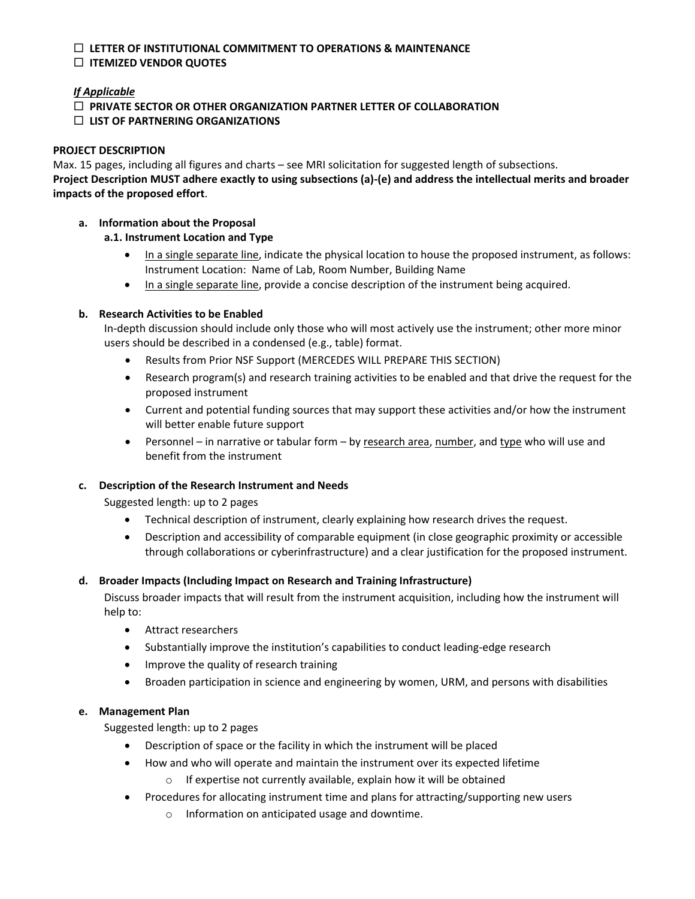☐ **LETTER OF INSTITUTIONAL COMMITMENT TO OPERATIONS & MAINTENANCE**
☐ **ITEMIZED VENDOR QUOTES**

***If Applicable***

☐ **PRIVATE SECTOR OR OTHER ORGANIZATION PARTNER LETTER OF COLLABORATION**
☐ **LIST OF PARTNERING ORGANIZATIONS**

**PROJECT DESCRIPTION**

Max. 15 pages, including all figures and charts – see MRI solicitation for suggested length of subsections.

**Project Description MUST adhere exactly to using subsections (a)-(e) and address the intellectual merits and broader impacts of the proposed effort**.

**a. Information about the Proposal**

**a.1. Instrument Location and Type**

- In a single separate line, indicate the physical location to house the proposed instrument, as follows: Instrument Location: Name of Lab, Room Number, Building Name
- In a single separate line, provide a concise description of the instrument being acquired.

**b. Research Activities to be Enabled**

In-depth discussion should include only those who will most actively use the instrument; other more minor users should be described in a condensed (e.g., table) format.

- Results from Prior NSF Support (MERCEDES WILL PREPARE THIS SECTION)
- Research program(s) and research training activities to be enabled and that drive the request for the proposed instrument
- Current and potential funding sources that may support these activities and/or how the instrument will better enable future support
- Personnel – in narrative or tabular form – by research area, number, and type who will use and benefit from the instrument

**c. Description of the Research Instrument and Needs**

Suggested length: up to 2 pages

- Technical description of instrument, clearly explaining how research drives the request.
- Description and accessibility of comparable equipment (in close geographic proximity or accessible through collaborations or cyberinfrastructure) and a clear justification for the proposed instrument.

**d. Broader Impacts (Including Impact on Research and Training Infrastructure)**

Discuss broader impacts that will result from the instrument acquisition, including how the instrument will help to:

- Attract researchers
- Substantially improve the institution's capabilities to conduct leading-edge research
- Improve the quality of research training
- Broaden participation in science and engineering by women, URM, and persons with disabilities

**e. Management Plan**

Suggested length: up to 2 pages

- Description of space or the facility in which the instrument will be placed
- How and who will operate and maintain the instrument over its expected lifetime
  - If expertise not currently available, explain how it will be obtained
- Procedures for allocating instrument time and plans for attracting/supporting new users
  - Information on anticipated usage and downtime.